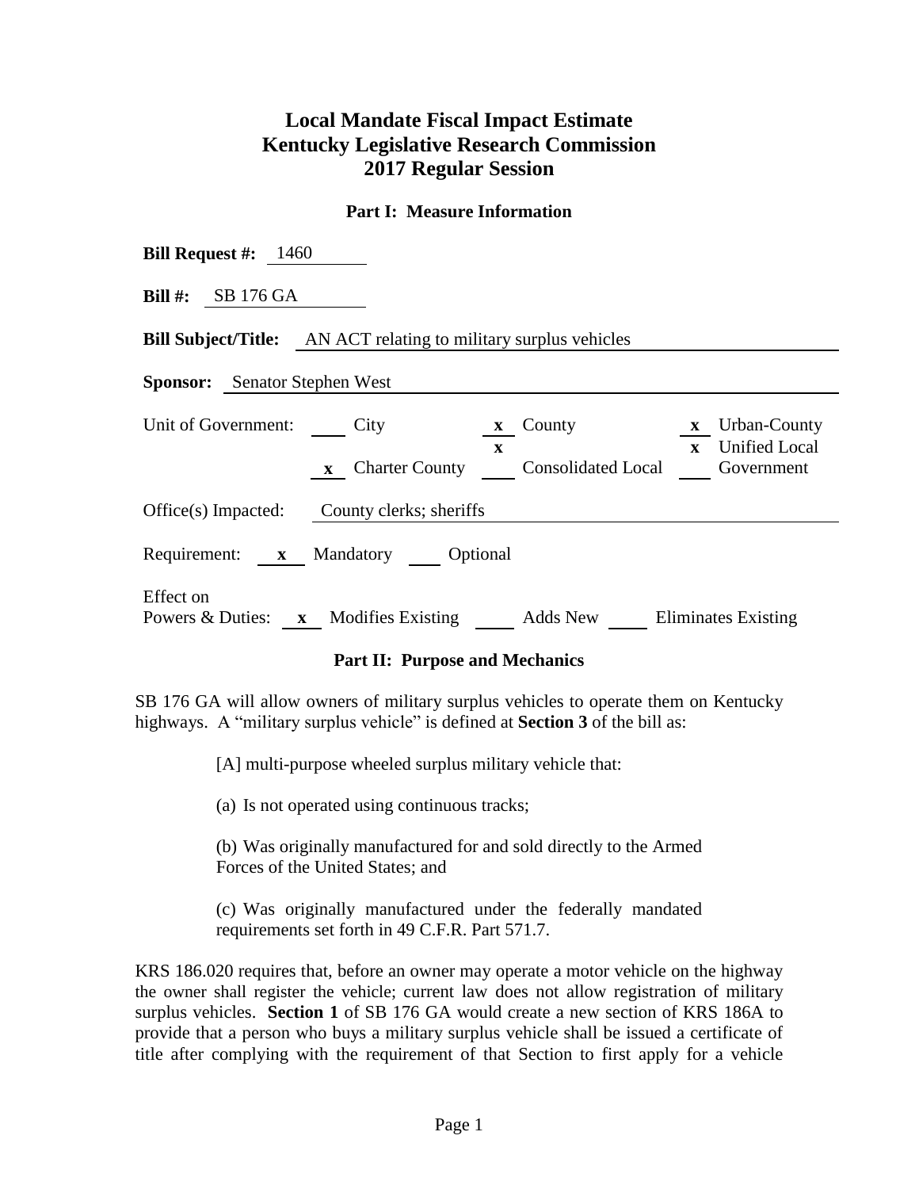# Local Mandate Fiscal Impact Estimate
# Kentucky Legislative Research Commission
# 2017 Regular Session

### Part I: Measure Information

**Bill Request #:** 1460

**Bill #:** SB 176 GA

**Bill Subject/Title:** AN ACT relating to military surplus vehicles

**Sponsor:** Senator Stephen West

Unit of Government: ___ City   **x** County   **x** Urban-County
**x** Charter County   **x** Consolidated Local   **x** Unified Local Government

Office(s) Impacted: County clerks; sheriffs

Requirement: **x** Mandatory ___ Optional

Effect on Powers & Duties: **x** Modifies Existing ___ Adds New ___ Eliminates Existing

### Part II: Purpose and Mechanics

SB 176 GA will allow owners of military surplus vehicles to operate them on Kentucky highways. A "military surplus vehicle" is defined at **Section 3** of the bill as:

> [A] multi-purpose wheeled surplus military vehicle that:
>
> (a) Is not operated using continuous tracks;
>
> (b) Was originally manufactured for and sold directly to the Armed Forces of the United States; and
>
> (c) Was originally manufactured under the federally mandated requirements set forth in 49 C.F.R. Part 571.7.

KRS 186.020 requires that, before an owner may operate a motor vehicle on the highway the owner shall register the vehicle; current law does not allow registration of military surplus vehicles. **Section 1** of SB 176 GA would create a new section of KRS 186A to provide that a person who buys a military surplus vehicle shall be issued a certificate of title after complying with the requirement of that Section to first apply for a vehicle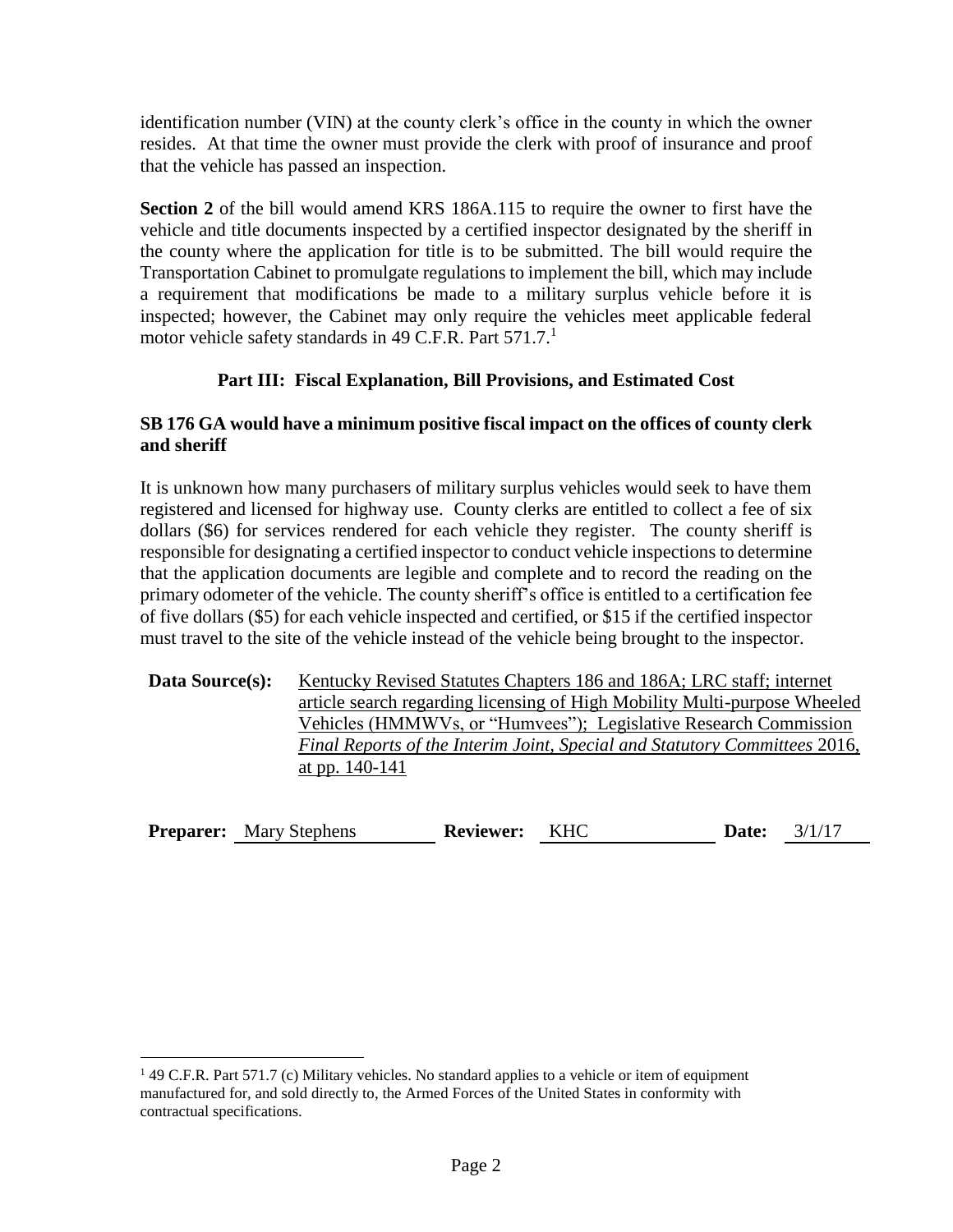identification number (VIN) at the county clerk's office in the county in which the owner resides. At that time the owner must provide the clerk with proof of insurance and proof that the vehicle has passed an inspection.

**Section 2** of the bill would amend KRS 186A.115 to require the owner to first have the vehicle and title documents inspected by a certified inspector designated by the sheriff in the county where the application for title is to be submitted. The bill would require the Transportation Cabinet to promulgate regulations to implement the bill, which may include a requirement that modifications be made to a military surplus vehicle before it is inspected; however, the Cabinet may only require the vehicles meet applicable federal motor vehicle safety standards in 49 C.F.R. Part 571.7.[1]

## Part III: Fiscal Explanation, Bill Provisions, and Estimated Cost

**SB 176 GA would have a minimum positive fiscal impact on the offices of county clerk and sheriff**

It is unknown how many purchasers of military surplus vehicles would seek to have them registered and licensed for highway use. County clerks are entitled to collect a fee of six dollars ($6) for services rendered for each vehicle they register. The county sheriff is responsible for designating a certified inspector to conduct vehicle inspections to determine that the application documents are legible and complete and to record the reading on the primary odometer of the vehicle. The county sheriff's office is entitled to a certification fee of five dollars ($5) for each vehicle inspected and certified, or $15 if the certified inspector must travel to the site of the vehicle instead of the vehicle being brought to the inspector.

**Data Source(s):** Kentucky Revised Statutes Chapters 186 and 186A; LRC staff; internet article search regarding licensing of High Mobility Multi-purpose Wheeled Vehicles (HMMWVs, or "Humvees"); Legislative Research Commission *Final Reports of the Interim Joint, Special and Statutory Committees* 2016, at pp. 140-141

**Preparer:** Mary Stephens **Reviewer:** KHC **Date:** 3/1/17

[1] 49 C.F.R. Part 571.7 (c) Military vehicles. No standard applies to a vehicle or item of equipment manufactured for, and sold directly to, the Armed Forces of the United States in conformity with contractual specifications.